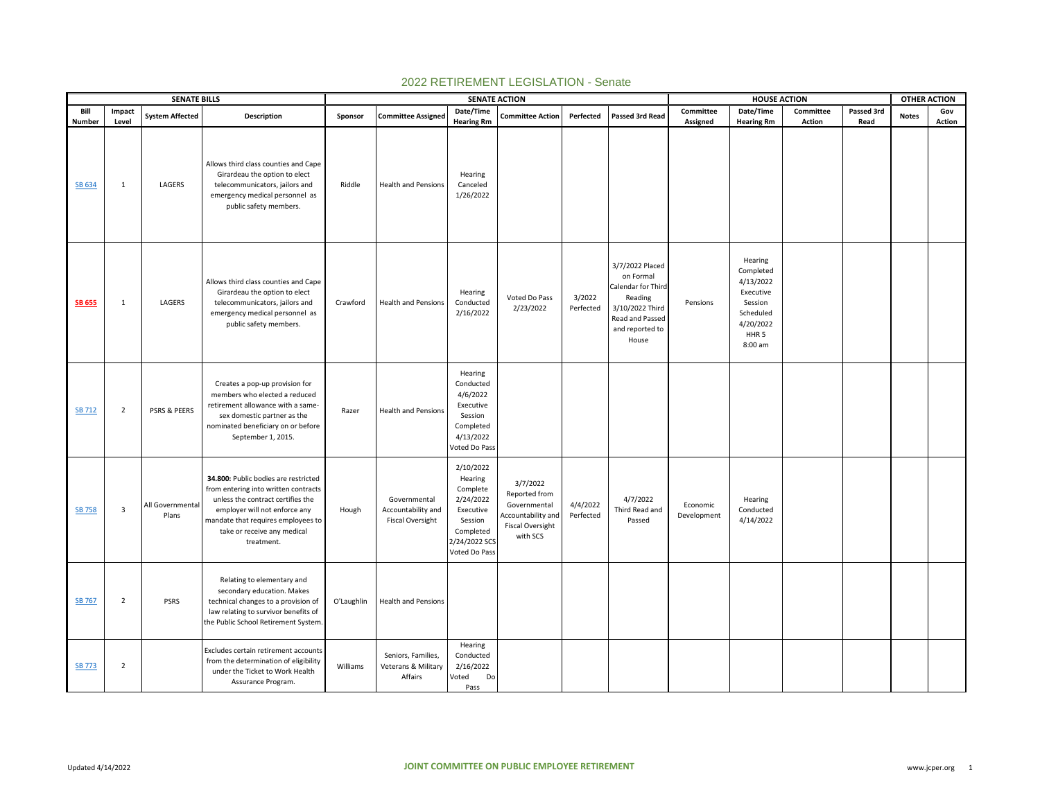# 2022 RETIREMENT LEGISLATION - Senate

| SENATE BILLS | | | | SENATE ACTION | | | | | | HOUSE ACTION | | | | OTHER ACTION | |
|---|---|---|---|---|---|---|---|---|---|---|---|---|---|---|---|
| Bill Number | Impact Level | System Affected | Description | Sponsor | Committee Assigned | Date/Time Hearing Rm | Committee Action | Perfected | Passed 3rd Read | Committee Assigned | Date/Time Hearing Rm | Committee Action | Passed 3rd Read | Notes | Gov Action |
| SB 634 | 1 | LAGERS | Allows third class counties and Cape Girardeau the option to elect telecommunicators, jailors and emergency medical personnel as public safety members. | Riddle | Health and Pensions | Hearing Canceled 1/26/2022 | | | | | | | | | |
| **SB 655** | 1 | LAGERS | Allows third class counties and Cape Girardeau the option to elect telecommunicators, jailors and emergency medical personnel as public safety members. | Crawford | Health and Pensions | Hearing Conducted 2/16/2022 | Voted Do Pass 2/23/2022 | 3/2022 Perfected | 3/7/2022 Placed on Formal Calendar for Third Reading 3/10/2022 Third Read and Passed and reported to House | Pensions | Hearing Completed 4/13/2022 Executive Session Scheduled 4/20/2022 HHR 5 8:00 am | | | | |
| SB 712 | 2 | PSRS & PEERS | Creates a pop-up provision for members who elected a reduced retirement allowance with a same-sex domestic partner as the nominated beneficiary on or before September 1, 2015. | Razer | Health and Pensions | Hearing Conducted 4/6/2022 Executive Session Completed 4/13/2022 Voted Do Pass | | | | | | | | | |
| SB 758 | 3 | All Governmental Plans | **34.800:** Public bodies are restricted from entering into written contracts unless the contract certifies the employer will not enforce any mandate that requires employees to take or receive any medical treatment. | Hough | Governmental Accountability and Fiscal Oversight | 2/10/2022 Hearing Complete 2/24/2022 Executive Session Completed 2/24/2022 SCS Voted Do Pass | 3/7/2022 Reported from Governmental Accountability and Fiscal Oversight with SCS | 4/4/2022 Perfected | 4/7/2022 Third Read and Passed | Economic Development | Hearing Conducted 4/14/2022 | | | | |
| SB 767 | 2 | PSRS | Relating to elementary and secondary education. Makes technical changes to a provision of law relating to survivor benefits of the Public School Retirement System. | O'Laughlin | Health and Pensions | | | | | | | | | | |
| SB 773 | 2 | | Excludes certain retirement accounts from the determination of eligibility under the Ticket to Work Health Assurance Program. | Williams | Seniors, Families, Veterans & Military Affairs | Hearing Conducted 2/16/2022 Voted Do Pass | | | | | | | | | |

Updated 4/14/2022 JOINT COMMITTEE ON PUBLIC EMPLOYEE RETIREMENT www.jcper.org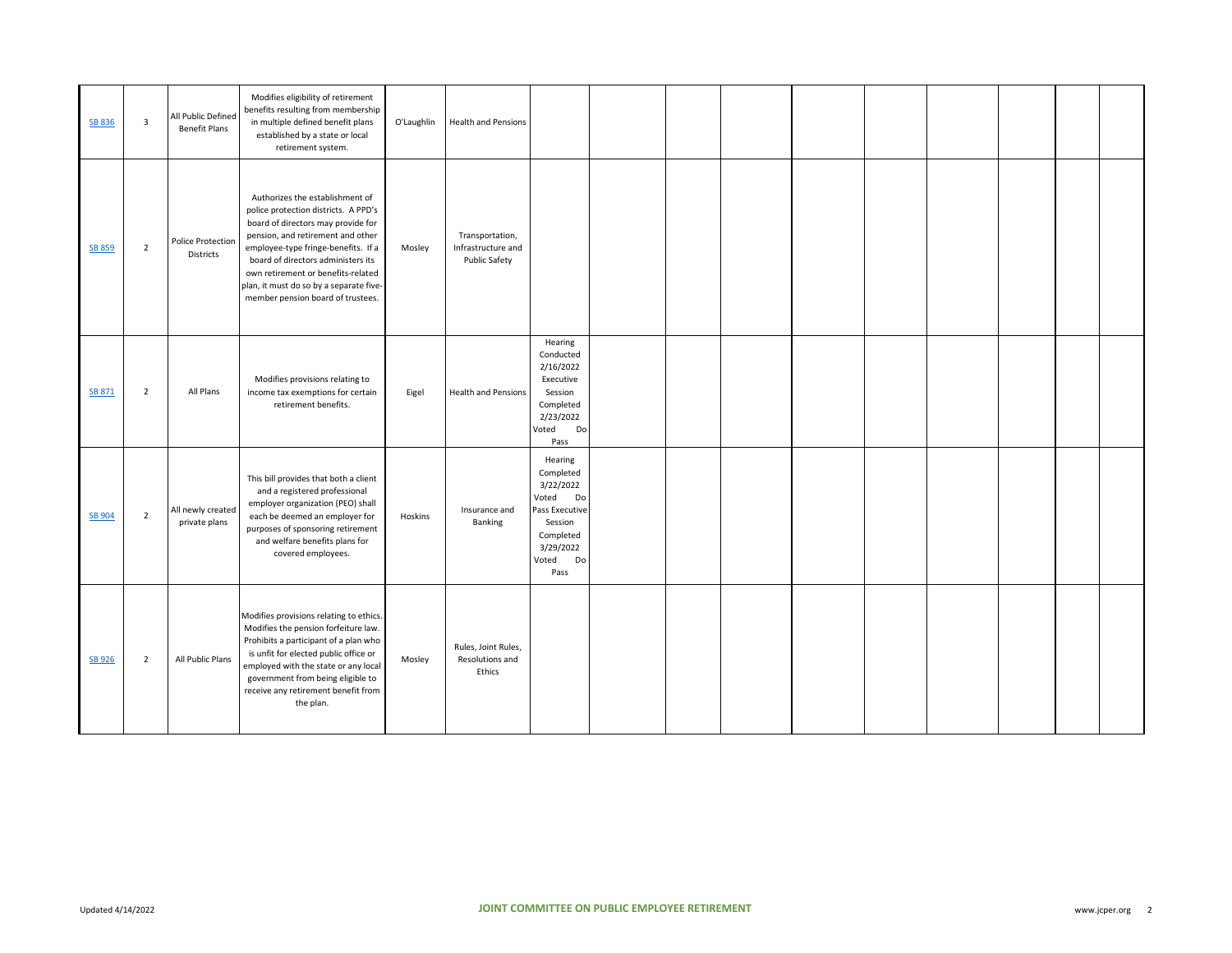| | | | | | | | | | | | | | | | | |
|---|---|---|---|---|---|---|---|---|---|---|---|---|---|---|---|---|
| SB 836 | 3 | All Public Defined Benefit Plans | Modifies eligibility of retirement benefits resulting from membership in multiple defined benefit plans established by a state or local retirement system. | O'Laughlin | Health and Pensions | | | | | | | | | | | |
| SB 859 | 2 | Police Protection Districts | Authorizes the establishment of police protection districts. A PPD's board of directors may provide for pension, and retirement and other employee-type fringe-benefits. If a board of directors administers its own retirement or benefits-related plan, it must do so by a separate five-member pension board of trustees. | Mosley | Transportation, Infrastructure and Public Safety | | | | | | | | | | | |
| SB 871 | 2 | All Plans | Modifies provisions relating to income tax exemptions for certain retirement benefits. | Eigel | Health and Pensions | Hearing Conducted 2/16/2022 Executive Session Completed 2/23/2022 Voted Do Pass | | | | | | | | | | |
| SB 904 | 2 | All newly created private plans | This bill provides that both a client and a registered professional employer organization (PEO) shall each be deemed an employer for purposes of sponsoring retirement and welfare benefits plans for covered employees. | Hoskins | Insurance and Banking | Hearing Completed 3/22/2022 Voted Do Pass Executive Session Completed 3/29/2022 Voted Do Pass | | | | | | | | | | |
| SB 926 | 2 | All Public Plans | Modifies provisions relating to ethics. Modifies the pension forfeiture law. Prohibits a participant of a plan who is unfit for elected public office or employed with the state or any local government from being eligible to receive any retirement benefit from the plan. | Mosley | Rules, Joint Rules, Resolutions and Ethics | | | | | | | | | | | |

Updated 4/14/2022

**JOINT COMMITTEE ON PUBLIC EMPLOYEE RETIREMENT**

www.jcper.org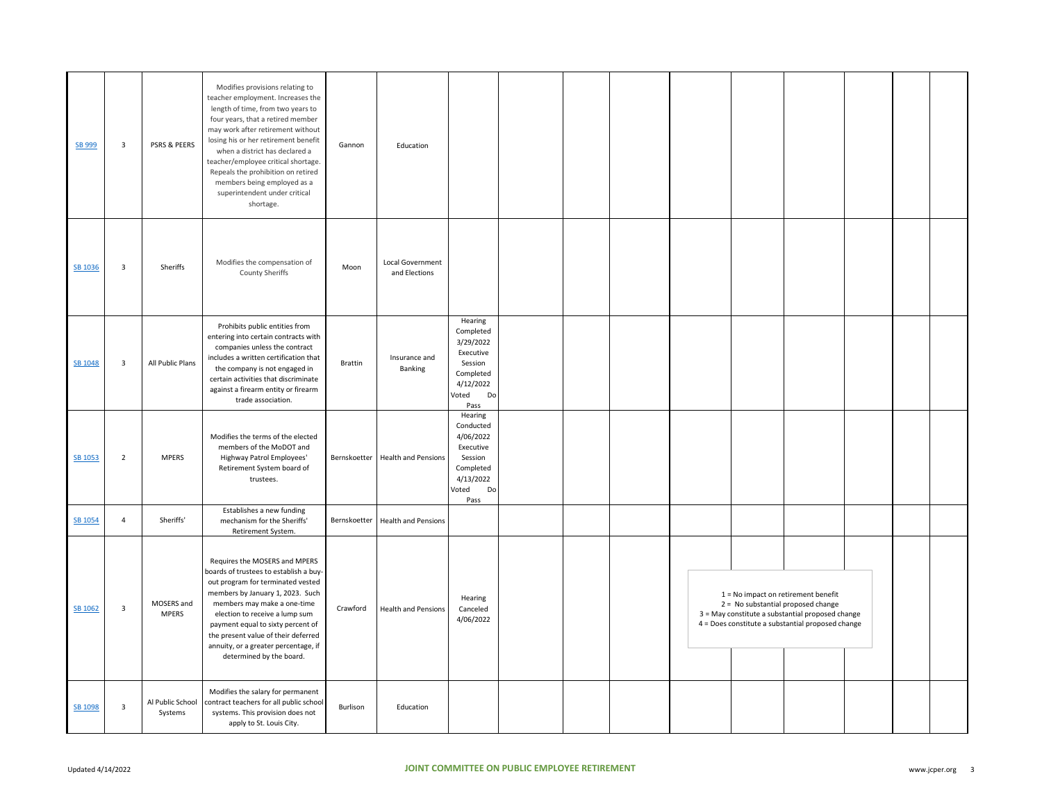| | | | | | | | | | | | | | | | |
|---|---|---|---|---|---|---|---|---|---|---|---|---|---|---|---|
| SB 999 | 3 | PSRS & PEERS | Modifies provisions relating to teacher employment. Increases the length of time, from two years to four years, that a retired member may work after retirement without losing his or her retirement benefit when a district has declared a teacher/employee critical shortage. Repeals the prohibition on retired members being employed as a superintendent under critical shortage. | Gannon | Education | | | | | | | | | | |
| SB 1036 | 3 | Sheriffs | Modifies the compensation of County Sheriffs | Moon | Local Government and Elections | | | | | | | | | | |
| SB 1048 | 3 | All Public Plans | Prohibits public entities from entering into certain contracts with companies unless the contract includes a written certification that the company is not engaged in certain activities that discriminate against a firearm entity or firearm trade association. | Brattin | Insurance and Banking | Hearing Completed 3/29/2022 Executive Session Completed 4/12/2022 Voted Do Pass | | | | | | | | | |
| SB 1053 | 2 | MPERS | Modifies the terms of the elected members of the MoDOT and Highway Patrol Employees' Retirement System board of trustees. | Bernskoetter | Health and Pensions | Hearing Conducted 4/06/2022 Executive Session Completed 4/13/2022 Voted Do Pass | | | | | | | | | |
| SB 1054 | 4 | Sheriffs' | Establishes a new funding mechanism for the Sheriffs' Retirement System. | Bernskoetter | Health and Pensions | | | | | | | | | | |
| SB 1062 | 3 | MOSERS and MPERS | Requires the MOSERS and MPERS boards of trustees to establish a buy-out program for terminated vested members by January 1, 2023. Such members may make a one-time election to receive a lump sum payment equal to sixty percent of the present value of their deferred annuity, or a greater percentage, if determined by the board. | Crawford | Health and Pensions | Hearing Canceled 4/06/2022 | | | | | | | | | |
| SB 1098 | 3 | Al Public School Systems | Modifies the salary for permanent contract teachers for all public school systems. This provision does not apply to St. Louis City. | Burlison | Education | | | | | | | | | | |

1 = No impact on retirement benefit
2 = No substantial proposed change
3 = May constitute a substantial proposed change
4 = Does constitute a substantial proposed change

Updated 4/14/2022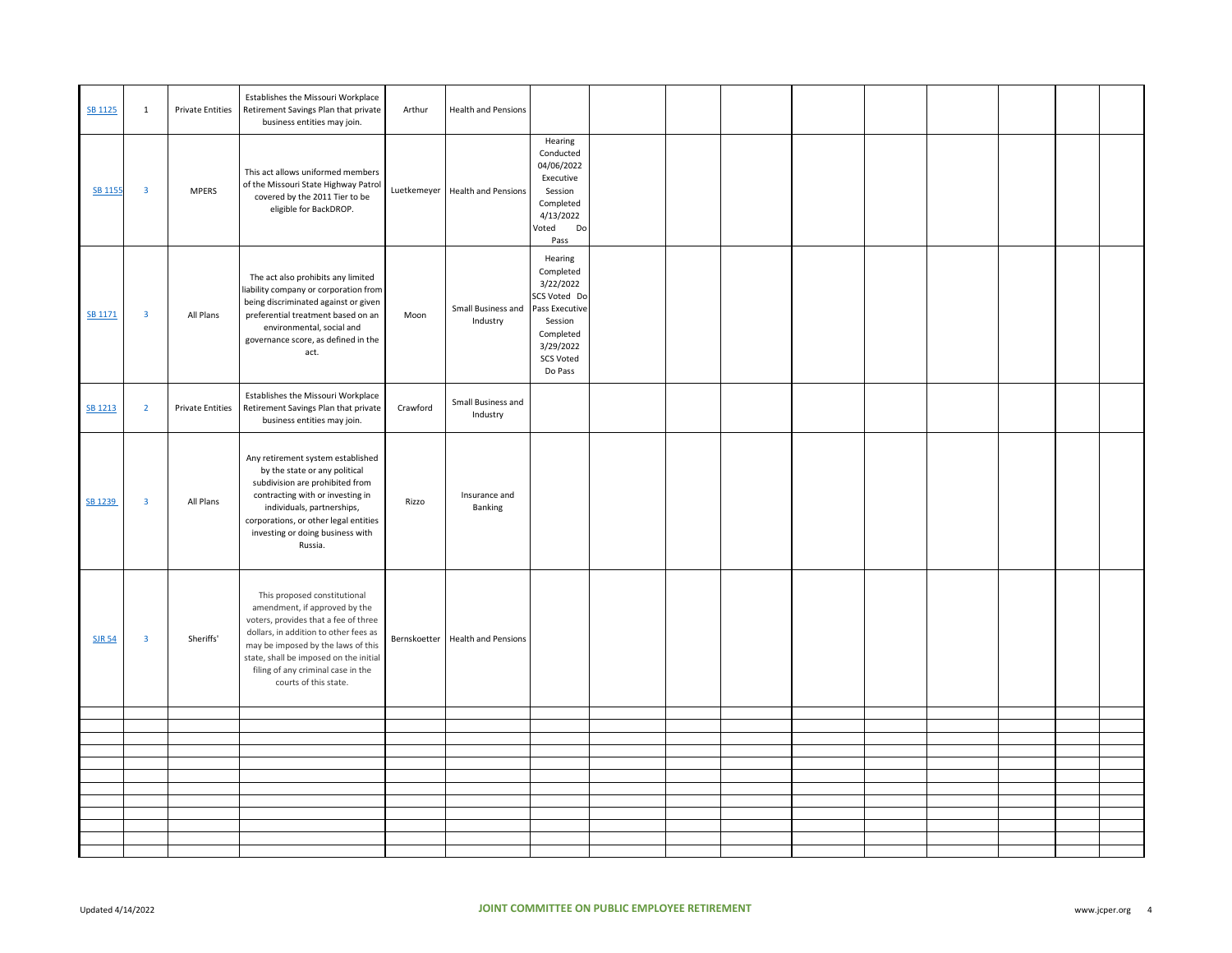| | | | | | | | | | | | | | | | | |
|---|---|---|---|---|---|---|---|---|---|---|---|---|---|---|---|---|
| SB 1125 | 1 | Private Entities | Establishes the Missouri Workplace Retirement Savings Plan that private business entities may join. | Arthur | Health and Pensions | | | | | | | | | | | |
| SB 1155 | 3 | MPERS | This act allows uniformed members of the Missouri State Highway Patrol covered by the 2011 Tier to be eligible for BackDROP. | Luetkemeyer | Health and Pensions | Hearing Conducted 04/06/2022 Executive Session Completed 4/13/2022 Voted Do Pass | | | | | | | | | | |
| SB 1171 | 3 | All Plans | The act also prohibits any limited liability company or corporation from being discriminated against or given preferential treatment based on an environmental, social and governance score, as defined in the act. | Moon | Small Business and Industry | Hearing Completed 3/22/2022 SCS Voted Do Pass Executive Session Completed 3/29/2022 SCS Voted Do Pass | | | | | | | | | | |
| SB 1213 | 2 | Private Entities | Establishes the Missouri Workplace Retirement Savings Plan that private business entities may join. | Crawford | Small Business and Industry | | | | | | | | | | | |
| SB 1239 | 3 | All Plans | Any retirement system established by the state or any political subdivision are prohibited from contracting with or investing in individuals, partnerships, corporations, or other legal entities investing or doing business with Russia. | Rizzo | Insurance and Banking | | | | | | | | | | | |
| SJR 54 | 3 | Sheriffs' | This proposed constitutional amendment, if approved by the voters, provides that a fee of three dollars, in addition to other fees as may be imposed by the laws of this state, shall be imposed on the initial filing of any criminal case in the courts of this state. | Bernskoetter | Health and Pensions | | | | | | | | | | | |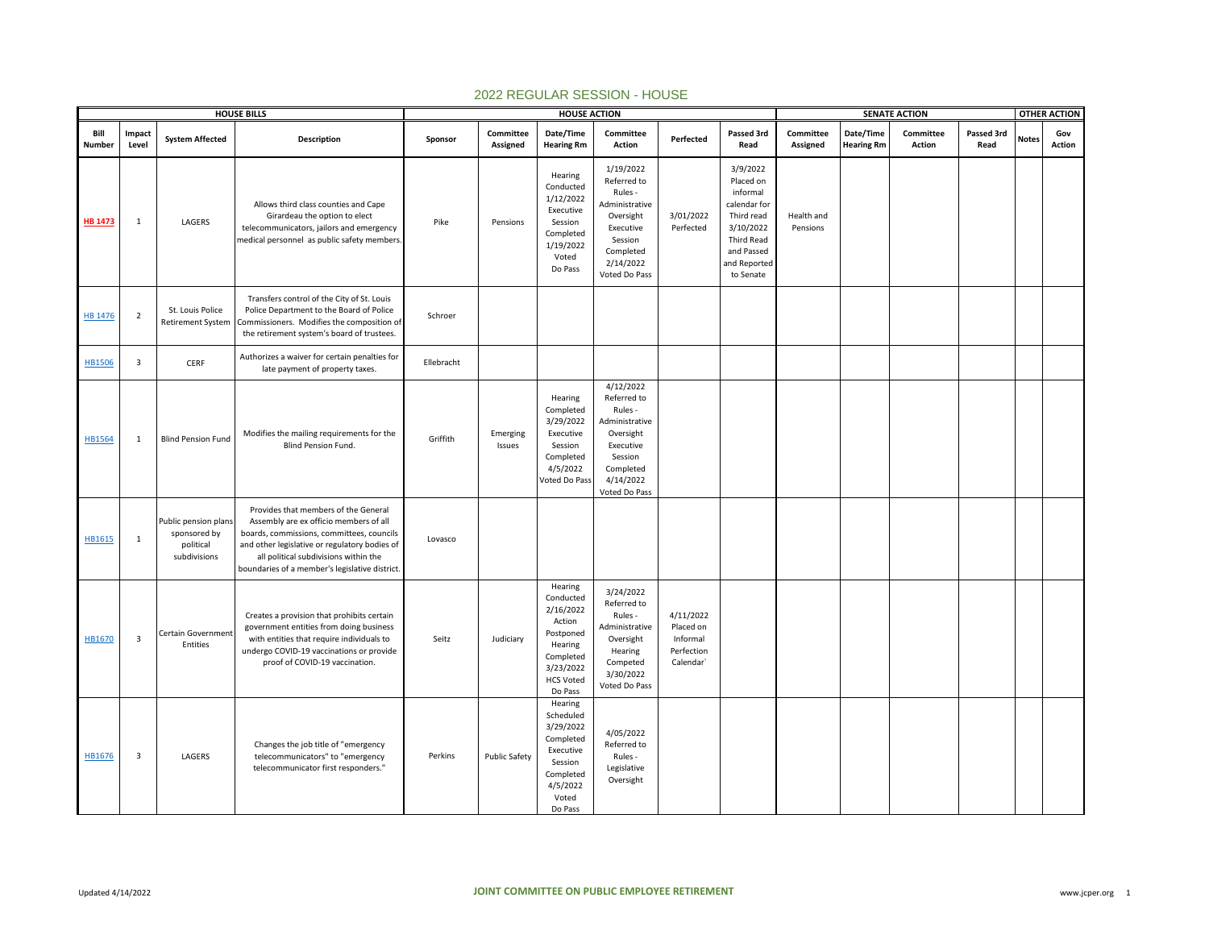# 2022 REGULAR SESSION - HOUSE

| HOUSE BILLS | | | | | HOUSE ACTION | | | | | SENATE ACTION | | | | OTHER ACTION | |
|---|---|---|---|---|---|---|---|---|---|---|---|---|---|---|---|
| Bill Number | Impact Level | System Affected | Description | Sponsor | Committee Assigned | Date/Time Hearing Rm | Committee Action | Perfected | Passed 3rd Read | Committee Assigned | Date/Time Hearing Rm | Committee Action | Passed 3rd Read | Notes | Gov Action |
| HB 1473 | 1 | LAGERS | Allows third class counties and Cape Girardeau the option to elect telecommunicators, jailors and emergency medical personnel as public safety members. | Pike | Pensions | Hearing Conducted 1/12/2022 Executive Session Completed 1/19/2022 Voted Do Pass | 1/19/2022 Referred to Rules - Administrative Oversight Executive Session Completed 2/14/2022 Voted Do Pass | 3/01/2022 Perfected | 3/9/2022 Placed on informal calendar for Third read 3/10/2022 Third Read and Passed and Reported to Senate | Health and Pensions | | | | | |
| HB 1476 | 2 | St. Louis Police Retirement System | Transfers control of the City of St. Louis Police Department to the Board of Police Commissioners. Modifies the composition of the retirement system's board of trustees. | Schroer | | | | | | | | | | | |
| HB1506 | 3 | CERF | Authorizes a waiver for certain penalties for late payment of property taxes. | Ellebracht | | | | | | | | | | | |
| HB1564 | 1 | Blind Pension Fund | Modifies the mailing requirements for the Blind Pension Fund. | Griffith | Emerging Issues | Hearing Completed 3/29/2022 Executive Session Completed 4/5/2022 Voted Do Pass | 4/12/2022 Referred to Rules - Administrative Oversight Executive Session Completed 4/14/2022 Voted Do Pass | | | | | | | | |
| HB1615 | 1 | Public pension plans sponsored by political subdivisions | Provides that members of the General Assembly are ex officio members of all boards, commissions, committees, councils and other legislative or regulatory bodies of all political subdivisions within the boundaries of a member's legislative district. | Lovasco | | | | | | | | | | | |
| HB1670 | 3 | Certain Government Entities | Creates a provision that prohibits certain government entities from doing business with entities that require individuals to undergo COVID-19 vaccinations or provide proof of COVID-19 vaccination. | Seitz | Judiciary | Hearing Conducted 2/16/2022 Action Postponed Hearing Completed 3/23/2022 HCS Voted Do Pass | 3/24/2022 Referred to Rules - Administrative Oversight Hearing Competed 3/30/2022 Voted Do Pass | 4/11/2022 Placed on Informal Perfection Calendar` | | | | | | | |
| HB1676 | 3 | LAGERS | Changes the job title of "emergency telecommunicators" to "emergency telecommunicator first responders." | Perkins | Public Safety | Hearing Scheduled 3/29/2022 Completed Executive Session Completed 4/5/2022 Voted Do Pass | 4/05/2022 Referred to Rules - Legislative Oversight | | | | | | | | |

Updated 4/14/2022 JOINT COMMITTEE ON PUBLIC EMPLOYEE RETIREMENT www.jcper.org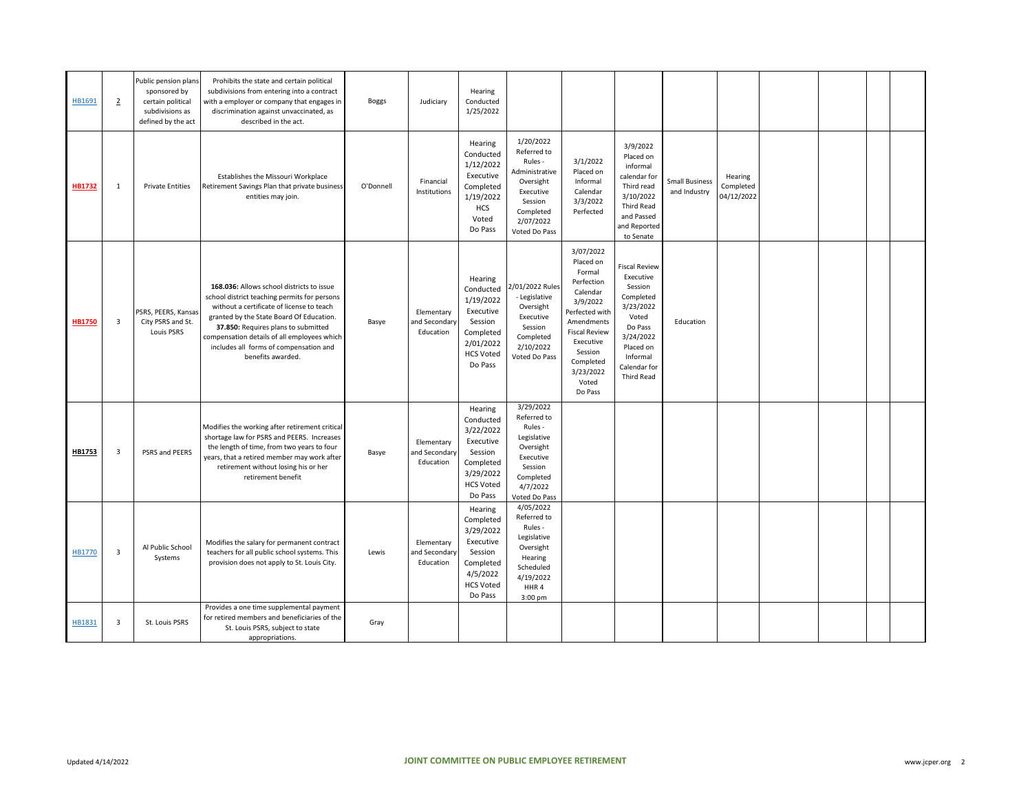| | | | | | | | | | | | | | | | | |
|---|---|---|---|---|---|---|---|---|---|---|---|---|---|---|---|---|
| HB1691 | 2 | Public pension plans sponsored by certain political subdivisions as defined by the act | Prohibits the state and certain political subdivisions from entering into a contract with a employer or company that engages in discrimination against unvaccinated, as described in the act. | Boggs | Judiciary | Hearing Conducted 1/25/2022 | | | | | | | | | | |
| **HB1732** | 1 | Private Entities | Establishes the Missouri Workplace Retirement Savings Plan that private business entities may join. | O'Donnell | Financial Institutions | Hearing Conducted 1/12/2022 Executive Completed 1/19/2022 HCS Voted Do Pass | 1/20/2022 Referred to Rules - Administrative Oversight Executive Session Completed 2/07/2022 Voted Do Pass | 3/1/2022 Placed on Informal Calendar 3/3/2022 Perfected | 3/9/2022 Placed on informal calendar for Third read 3/10/2022 Third Read and Passed and Reported to Senate | Small Business and Industry | Hearing Completed 04/12/2022 | | | | | |
| **HB1750** | 3 | PSRS, PEERS, Kansas City PSRS and St. Louis PSRS | **168.036:** Allows school districts to issue school district teaching permits for persons without a certificate of license to teach granted by the State Board Of Education. **37.850:** Requires plans to submitted compensation details of all employees which includes all forms of compensation and benefits awarded. | Basye | Elementary and Secondary Education | Hearing Conducted 1/19/2022 Executive Session Completed 2/01/2022 HCS Voted Do Pass | 2/01/2022 Rules - Legislative Oversight Executive Session Completed 2/10/2022 Voted Do Pass | 3/07/2022 Placed on Formal Perfection Calendar 3/9/2022 Perfected with Amendments Fiscal Review Executive Session Completed 3/23/2022 Voted Do Pass | Fiscal Review Executive Session Completed 3/23/2022 Voted Do Pass 3/24/2022 Placed on Informal Calendar for Third Read | Education | | | | | | |
| **HB1753** | 3 | PSRS and PEERS | Modifies the working after retirement critical shortage law for PSRS and PEERS. Increases the length of time, from two years to four years, that a retired member may work after retirement without losing his or her retirement benefit | Basye | Elementary and Secondary Education | Hearing Conducted 3/22/2022 Executive Session Completed 3/29/2022 HCS Voted Do Pass | 3/29/2022 Referred to Rules - Legislative Oversight Executive Session Completed 4/7/2022 Voted Do Pass | | | | | | | | | |
| HB1770 | 3 | Al Public School Systems | Modifies the salary for permanent contract teachers for all public school systems. This provision does not apply to St. Louis City. | Lewis | Elementary and Secondary Education | Hearing Completed 3/29/2022 Executive Session Completed 4/5/2022 HCS Voted Do Pass | 4/05/2022 Referred to Rules - Legislative Oversight Hearing Scheduled 4/19/2022 HHR 4 3:00 pm | | | | | | | | | |
| HB1831 | 3 | St. Louis PSRS | Provides a one time supplemental payment for retired members and beneficiaries of the St. Louis PSRS, subject to state appropriations. | Gray | | | | | | | | | | | | |

Updated 4/14/2022

**JOINT COMMITTEE ON PUBLIC EMPLOYEE RETIREMENT**

www.jcper.org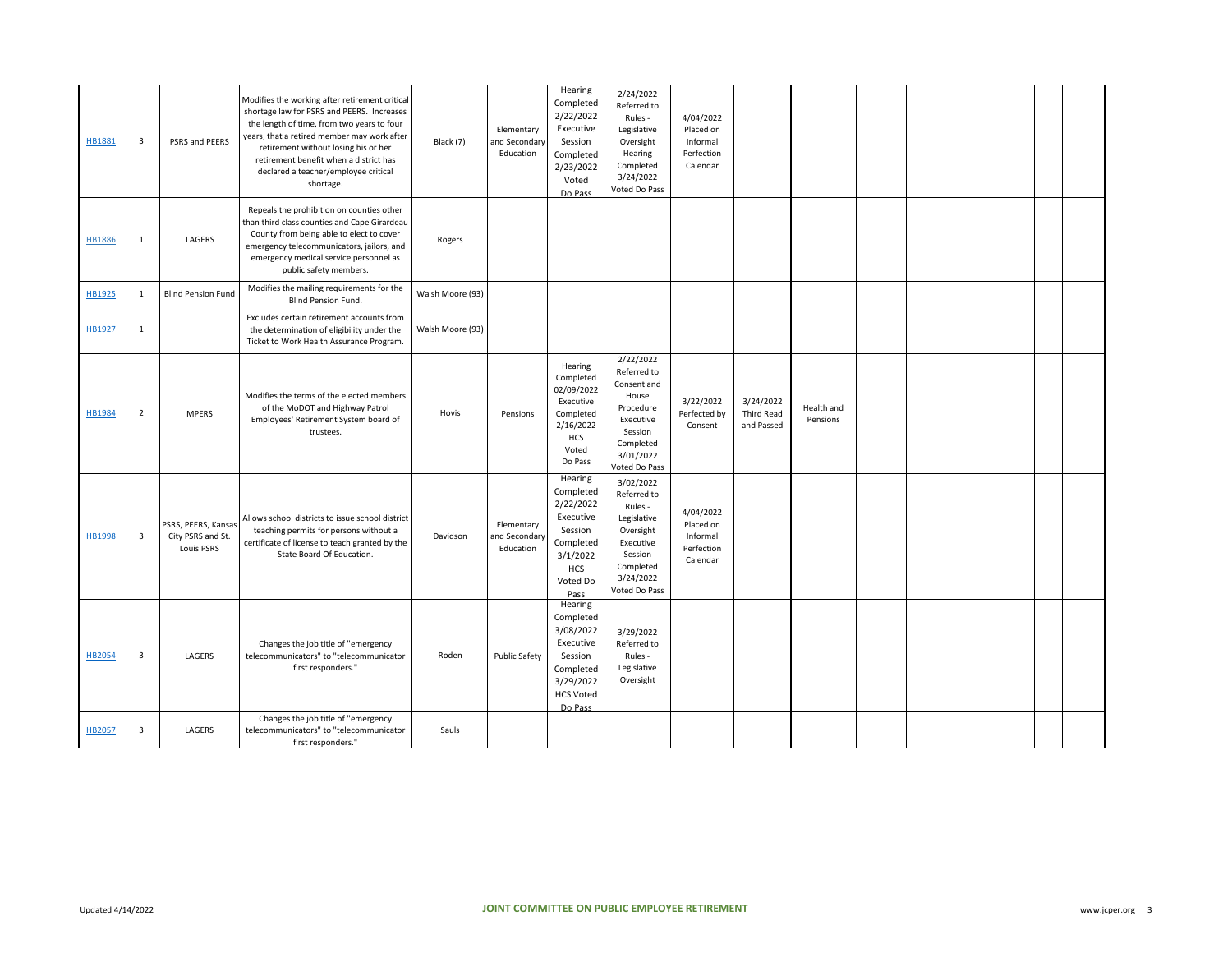| | | | | | | | | | | | | | | | |
|---|---|---|---|---|---|---|---|---|---|---|---|---|---|---|---|
| HB1881 | 3 | PSRS and PEERS | Modifies the working after retirement critical shortage law for PSRS and PEERS. Increases the length of time, from two years to four years, that a retired member may work after retirement without losing his or her retirement benefit when a district has declared a teacher/employee critical shortage. | Black (7) | Elementary and Secondary Education | Hearing Completed 2/22/2022 Executive Session Completed 2/23/2022 Voted Do Pass | 2/24/2022 Referred to Rules - Legislative Oversight Hearing Completed 3/24/2022 Voted Do Pass | 4/04/2022 Placed on Informal Perfection Calendar | | | | | | | |
| HB1886 | 1 | LAGERS | Repeals the prohibition on counties other than third class counties and Cape Girardeau County from being able to elect to cover emergency telecommunicators, jailors, and emergency medical service personnel as public safety members. | Rogers | | | | | | | | | | | |
| HB1925 | 1 | Blind Pension Fund | Modifies the mailing requirements for the Blind Pension Fund. | Walsh Moore (93) | | | | | | | | | | | |
| HB1927 | 1 | | Excludes certain retirement accounts from the determination of eligibility under the Ticket to Work Health Assurance Program. | Walsh Moore (93) | | | | | | | | | | | |
| HB1984 | 2 | MPERS | Modifies the terms of the elected members of the MoDOT and Highway Patrol Employees' Retirement System board of trustees. | Hovis | Pensions | Hearing Completed 02/09/2022 Executive Session Completed 2/16/2022 HCS Voted Do Pass | 2/22/2022 Referred to Consent and House Procedure Executive Session Completed 3/01/2022 Voted Do Pass | 3/22/2022 Perfected by Consent | 3/24/2022 Third Read and Passed | Health and Pensions | | | | | |
| HB1998 | 3 | PSRS, PEERS, Kansas City PSRS and St. Louis PSRS | Allows school districts to issue school district teaching permits for persons without a certificate of license to teach granted by the State Board Of Education. | Davidson | Elementary and Secondary Education | Hearing Completed 2/22/2022 Executive Session Completed 3/1/2022 HCS Voted Do Pass | 3/02/2022 Referred to Rules - Legislative Oversight Executive Session Completed 3/24/2022 Voted Do Pass | 4/04/2022 Placed on Informal Perfection Calendar | | | | | | | |
| HB2054 | 3 | LAGERS | Changes the job title of "emergency telecommunicators" to "telecommunicator first responders." | Roden | Public Safety | Hearing Completed 3/08/2022 Executive Session Completed 3/29/2022 HCS Voted Do Pass | 3/29/2022 Referred to Rules - Legislative Oversight | | | | | | | | |
| HB2057 | 3 | LAGERS | Changes the job title of "emergency telecommunicators" to "telecommunicator first responders." | Sauls | | | | | | | | | | | |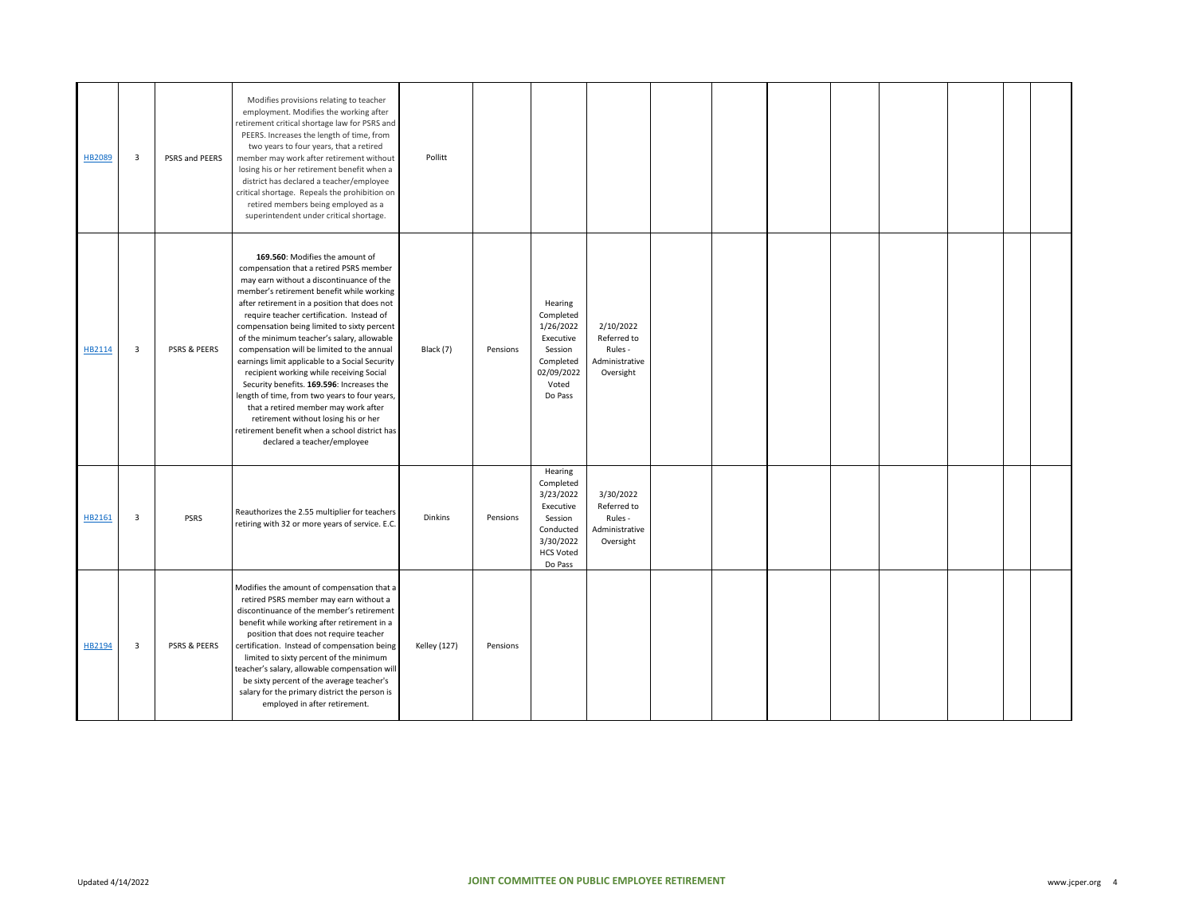| | | | | | | | | | | | | | | | | |
|---|---|---|---|---|---|---|---|---|---|---|---|---|---|---|---|---|
| HB2089 | 3 | PSRS and PEERS | Modifies provisions relating to teacher employment. Modifies the working after retirement critical shortage law for PSRS and PEERS. Increases the length of time, from two years to four years, that a retired member may work after retirement without losing his or her retirement benefit when a district has declared a teacher/employee critical shortage. Repeals the prohibition on retired members being employed as a superintendent under critical shortage. | Pollitt | | | | | | | | | | | | |
| HB2114 | 3 | PSRS & PEERS | **169.560**: Modifies the amount of compensation that a retired PSRS member may earn without a discontinuance of the member's retirement benefit while working after retirement in a position that does not require teacher certification. Instead of compensation being limited to sixty percent of the minimum teacher's salary, allowable compensation will be limited to the annual earnings limit applicable to a Social Security recipient working while receiving Social Security benefits. **169.596**: Increases the length of time, from two years to four years, that a retired member may work after retirement without losing his or her retirement benefit when a school district has declared a teacher/employee | Black (7) | Pensions | Hearing Completed 1/26/2022 Executive Session Completed 02/09/2022 Voted Do Pass | 2/10/2022 Referred to Rules - Administrative Oversight | | | | | | | | | |
| HB2161 | 3 | PSRS | Reauthorizes the 2.55 multiplier for teachers retiring with 32 or more years of service. E.C. | Dinkins | Pensions | Hearing Completed 3/23/2022 Executive Session Conducted 3/30/2022 HCS Voted Do Pass | 3/30/2022 Referred to Rules - Administrative Oversight | | | | | | | | | |
| HB2194 | 3 | PSRS & PEERS | Modifies the amount of compensation that a retired PSRS member may earn without a discontinuance of the member's retirement benefit while working after retirement in a position that does not require teacher certification. Instead of compensation being limited to sixty percent of the minimum teacher's salary, allowable compensation will be sixty percent of the average teacher's salary for the primary district the person is employed in after retirement. | Kelley (127) | Pensions | | | | | | | | | | | |

Updated 4/14/2022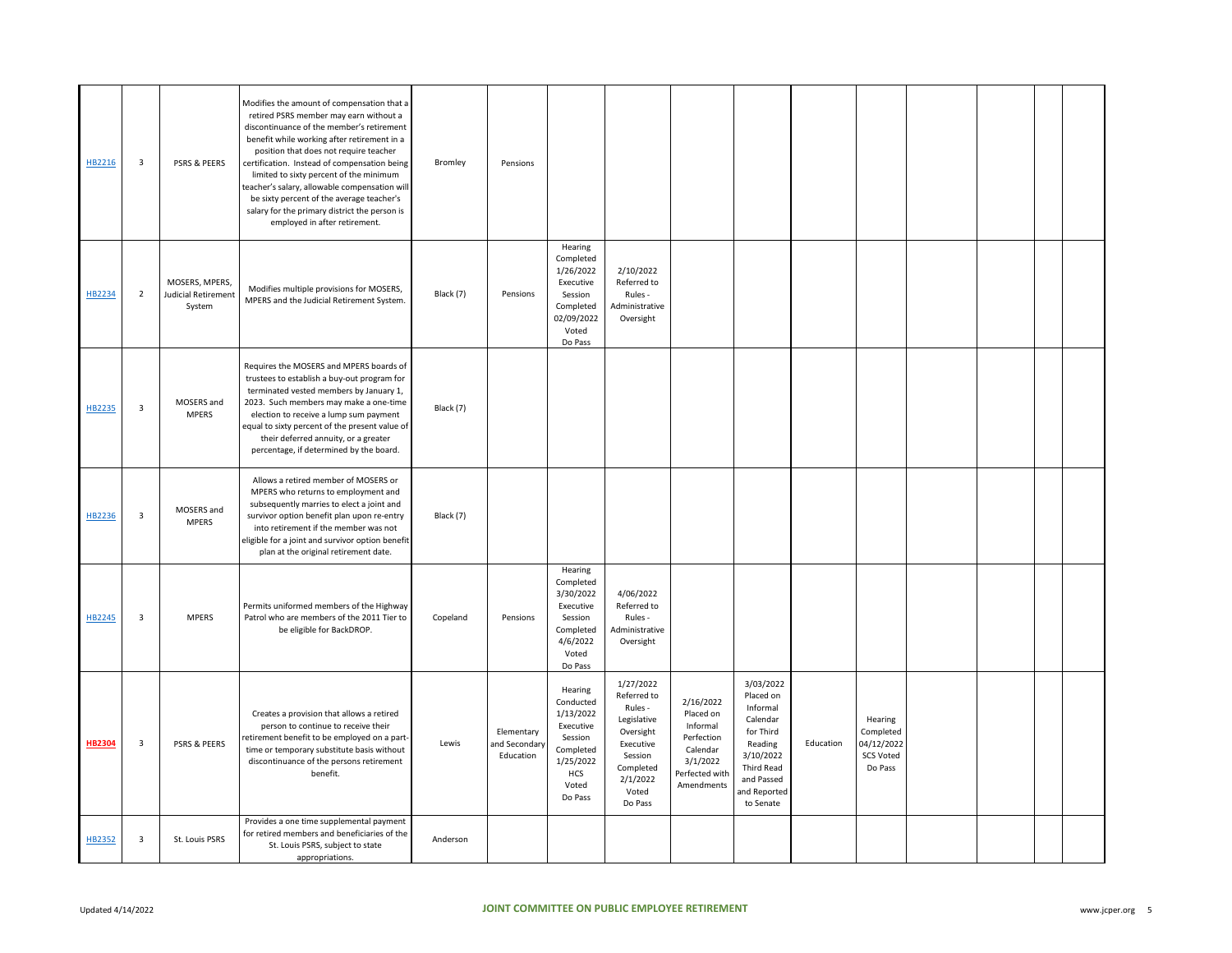| | | | | | | | | | | | | | | | |
|---|---|---|---|---|---|---|---|---|---|---|---|---|---|---|---|
| HB2216 | 3 | PSRS & PEERS | Modifies the amount of compensation that a retired PSRS member may earn without a discontinuance of the member's retirement benefit while working after retirement in a position that does not require teacher certification. Instead of compensation being limited to sixty percent of the minimum teacher's salary, allowable compensation will be sixty percent of the average teacher's salary for the primary district the person is employed in after retirement. | Bromley | Pensions | | | | | | | | | | |
| HB2234 | 2 | MOSERS, MPERS, Judicial Retirement System | Modifies multiple provisions for MOSERS, MPERS and the Judicial Retirement System. | Black (7) | Pensions | Hearing Completed 1/26/2022 Executive Session Completed 02/09/2022 Voted Do Pass | 2/10/2022 Referred to Rules - Administrative Oversight | | | | | | | | |
| HB2235 | 3 | MOSERS and MPERS | Requires the MOSERS and MPERS boards of trustees to establish a buy-out program for terminated vested members by January 1, 2023. Such members may make a one-time election to receive a lump sum payment equal to sixty percent of the present value of their deferred annuity, or a greater percentage, if determined by the board. | Black (7) | | | | | | | | | | | |
| HB2236 | 3 | MOSERS and MPERS | Allows a retired member of MOSERS or MPERS who returns to employment and subsequently marries to elect a joint and survivor option benefit plan upon re-entry into retirement if the member was not eligible for a joint and survivor option benefit plan at the original retirement date. | Black (7) | | | | | | | | | | | |
| HB2245 | 3 | MPERS | Permits uniformed members of the Highway Patrol who are members of the 2011 Tier to be eligible for BackDROP. | Copeland | Pensions | Hearing Completed 3/30/2022 Executive Session Completed 4/6/2022 Voted Do Pass | 4/06/2022 Referred to Rules - Administrative Oversight | | | | | | | | |
| **HB2304** | 3 | PSRS & PEERS | Creates a provision that allows a retired person to continue to receive their retirement benefit to be employed on a part-time or temporary substitute basis without discontinuance of the persons retirement benefit. | Lewis | Elementary and Secondary Education | Hearing Conducted 1/13/2022 Executive Session Completed 1/25/2022 HCS Voted Do Pass | 1/27/2022 Referred to Rules - Legislative Oversight Executive Session Completed 2/1/2022 Voted Do Pass | 2/16/2022 Placed on Informal Perfection Calendar 3/1/2022 Perfected with Amendments | 3/03/2022 Placed on Informal Calendar for Third Reading 3/10/2022 Third Read and Passed and Reported to Senate | Education | Hearing Completed 04/12/2022 SCS Voted Do Pass | | | | |
| HB2352 | 3 | St. Louis PSRS | Provides a one time supplemental payment for retired members and beneficiaries of the St. Louis PSRS, subject to state appropriations. | Anderson | | | | | | | | | | | |

Updated 4/14/2022 — JOINT COMMITTEE ON PUBLIC EMPLOYEE RETIREMENT — www.jcper.org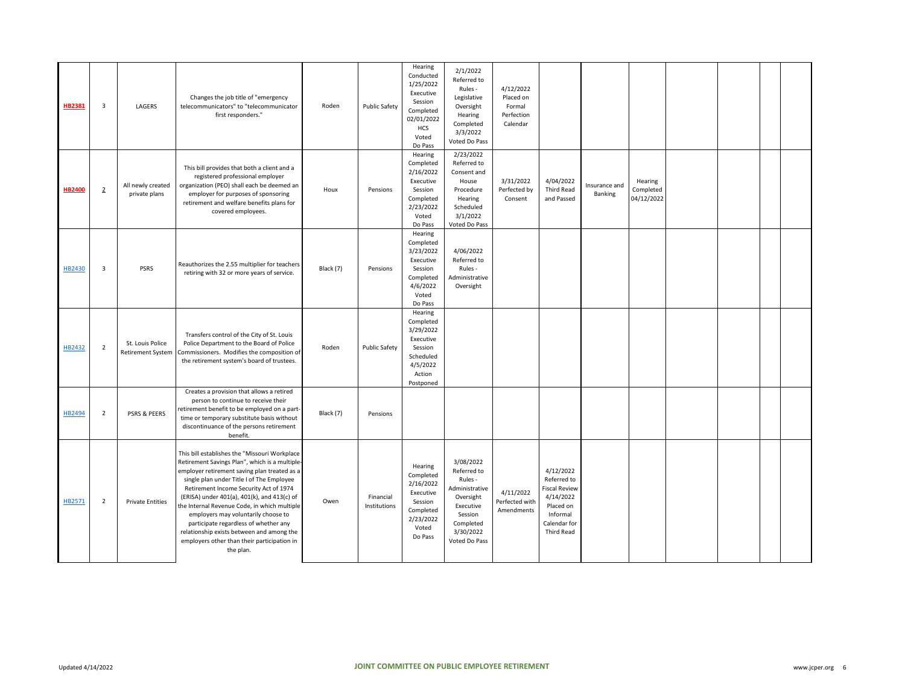| | | | | | | | | | | | | | | | |
|---|---|---|---|---|---|---|---|---|---|---|---|---|---|---|---|
| **HB2381** | 3 | LAGERS | Changes the job title of "emergency telecommunicators" to "telecommunicator first responders." | Roden | Public Safety | Hearing Conducted 1/25/2022 Executive Session Completed 02/01/2022 HCS Voted Do Pass | 2/1/2022 Referred to Rules - Legislative Oversight Hearing Completed 3/3/2022 Voted Do Pass | 4/12/2022 Placed on Formal Perfection Calendar | | | | | | | |
| **HB2400** | 2 | All newly created private plans | This bill provides that both a client and a registered professional employer organization (PEO) shall each be deemed an employer for purposes of sponsoring retirement and welfare benefits plans for covered employees. | Houx | Pensions | Hearing Completed 2/16/2022 Executive Session Completed 2/23/2022 Voted Do Pass | 2/23/2022 Referred to Consent and House Procedure Hearing Scheduled 3/1/2022 Voted Do Pass | 3/31/2022 Perfected by Consent | 4/04/2022 Third Read and Passed | Insurance and Banking | Hearing Completed 04/12/2022 | | | | |
| HB2430 | 3 | PSRS | Reauthorizes the 2.55 multiplier for teachers retiring with 32 or more years of service. | Black (7) | Pensions | Hearing Completed 3/23/2022 Executive Session Completed 4/6/2022 Voted Do Pass | 4/06/2022 Referred to Rules - Administrative Oversight | | | | | | | | |
| HB2432 | 2 | St. Louis Police Retirement System | Transfers control of the City of St. Louis Police Department to the Board of Police Commissioners. Modifies the composition of the retirement system's board of trustees. | Roden | Public Safety | Hearing Completed 3/29/2022 Executive Session Scheduled 4/5/2022 Action Postponed | | | | | | | | | |
| HB2494 | 2 | PSRS & PEERS | Creates a provision that allows a retired person to continue to receive their retirement benefit to be employed on a part-time or temporary substitute basis without discontinuance of the persons retirement benefit. | Black (7) | Pensions | | | | | | | | | | |
| HB2571 | 2 | Private Entities | This bill establishes the "Missouri Workplace Retirement Savings Plan", which is a multiple-employer retirement saving plan treated as a single plan under Title I of The Employee Retirement Income Security Act of 1974 (ERISA) under 401(a), 401(k), and 413(c) of the Internal Revenue Code, in which multiple employers may voluntarily choose to participate regardless of whether any relationship exists between and among the employers other than their participation in the plan. | Owen | Financial Institutions | Hearing Completed 2/16/2022 Executive Session Completed 2/23/2022 Voted Do Pass | 3/08/2022 Referred to Rules - Administrative Oversight Executive Session Completed 3/30/2022 Voted Do Pass | 4/11/2022 Perfected with Amendments | 4/12/2022 Referred to Fiscal Review 4/14/2022 Placed on Informal Calendar for Third Read | | | | | | |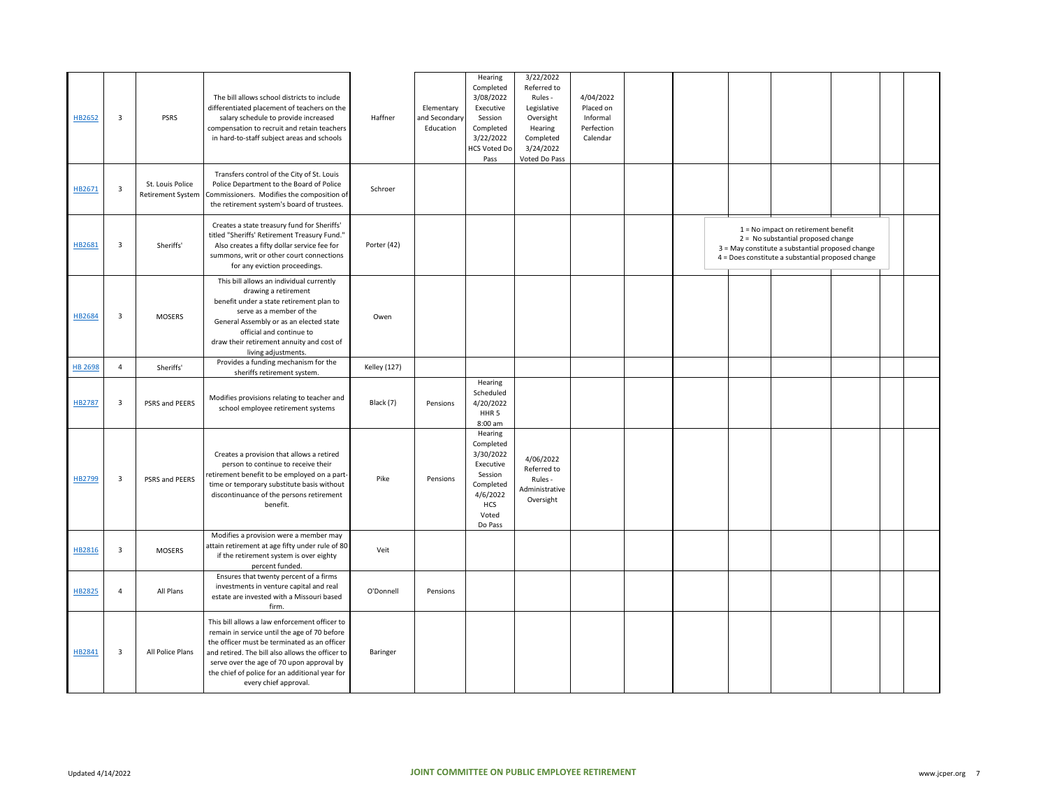| | | | | | | | | | | | | | | | |
|---|---|---|---|---|---|---|---|---|---|---|---|---|---|---|---|
| HB2652 | 3 | PSRS | The bill allows school districts to include differentiated placement of teachers on the salary schedule to provide increased compensation to recruit and retain teachers in hard-to-staff subject areas and schools | Haffner | Elementary and Secondary Education | Hearing Completed 3/08/2022 Executive Session Completed 3/22/2022 HCS Voted Do Pass | 3/22/2022 Referred to Rules - Legislative Oversight Hearing Completed 3/24/2022 Voted Do Pass | 4/04/2022 Placed on Informal Perfection Calendar | | | | | | | |
| HB2671 | 3 | St. Louis Police Retirement System | Transfers control of the City of St. Louis Police Department to the Board of Police Commissioners. Modifies the composition of the retirement system's board of trustees. | Schroer | | | | | | | | | | | |
| HB2681 | 3 | Sheriffs' | Creates a state treasury fund for Sheriffs' titled "Sheriffs' Retirement Treasury Fund." Also creates a fifty dollar service fee for summons, writ or other court connections for any eviction proceedings. | Porter (42) | | | | | | | | | | | |
| HB2684 | 3 | MOSERS | This bill allows an individual currently drawing a retirement benefit under a state retirement plan to serve as a member of the General Assembly or as an elected state official and continue to draw their retirement annuity and cost of living adjustments. | Owen | | | | | | | | | | | |
| HB 2698 | 4 | Sheriffs' | Provides a funding mechanism for the sheriffs retirement system. | Kelley (127) | | | | | | | | | | | |
| HB2787 | 3 | PSRS and PEERS | Modifies provisions relating to teacher and school employee retirement systems | Black (7) | Pensions | Hearing Scheduled 4/20/2022 HHR 5 8:00 am | | | | | | | | | |
| HB2799 | 3 | PSRS and PEERS | Creates a provision that allows a retired person to continue to receive their retirement benefit to be employed on a part-time or temporary substitute basis without discontinuance of the persons retirement benefit. | Pike | Pensions | Hearing Completed 3/30/2022 Executive Session Completed 4/6/2022 HCS Voted Do Pass | 4/06/2022 Referred to Rules - Administrative Oversight | | | | | | | | |
| HB2816 | 3 | MOSERS | Modifies a provision were a member may attain retirement at age fifty under rule of 80 if the retirement system is over eighty percent funded. | Veit | | | | | | | | | | | |
| HB2825 | 4 | All Plans | Ensures that twenty percent of a firms investments in venture capital and real estate are invested with a Missouri based firm. | O'Donnell | Pensions | | | | | | | | | | |
| HB2841 | 3 | All Police Plans | This bill allows a law enforcement officer to remain in service until the age of 70 before the officer must be terminated as an officer and retired. The bill also allows the officer to serve over the age of 70 upon approval by the chief of police for an additional year for every chief approval. | Baringer | | | | | | | | | | | |

1 = No impact on retirement benefit
2 = No substantial proposed change
3 = May constitute a substantial proposed change
4 = Does constitute a substantial proposed change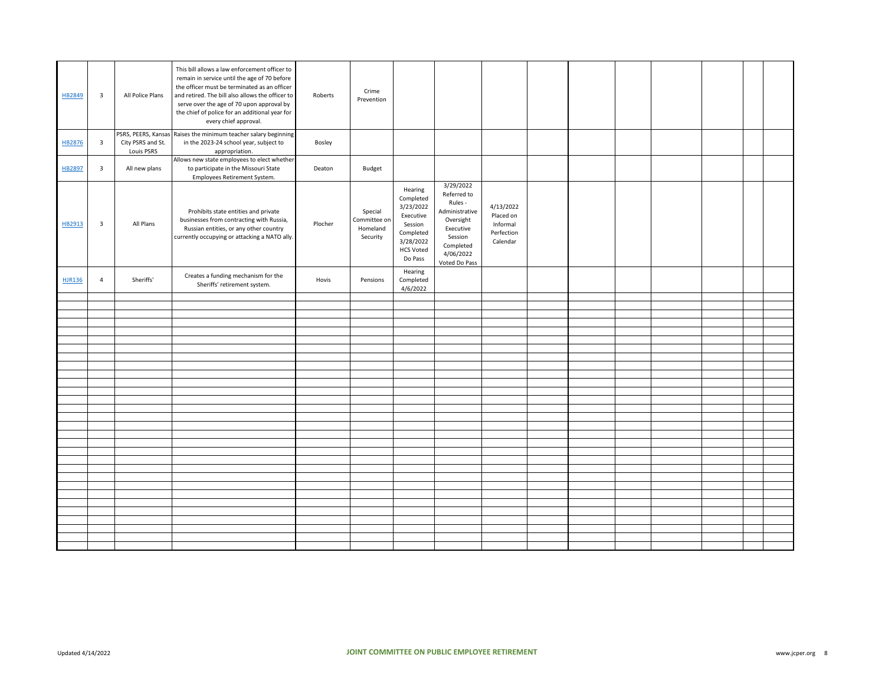| | | | | | | | | | | | | | | | |
|---|---|---|---|---|---|---|---|---|---|---|---|---|---|---|---|
| HB2849 | 3 | All Police Plans | This bill allows a law enforcement officer to remain in service until the age of 70 before the officer must be terminated as an officer and retired. The bill also allows the officer to serve over the age of 70 upon approval by the chief of police for an additional year for every chief approval. | Roberts | Crime Prevention | | | | | | | | | | |
| HB2876 | 3 | PSRS, PEERS, Kansas City PSRS and St. Louis PSRS | Raises the minimum teacher salary beginning in the 2023-24 school year, subject to appropriation. | Bosley | | | | | | | | | | | |
| HB2897 | 3 | All new plans | Allows new state employees to elect whether to participate in the Missouri State Employees Retirement System. | Deaton | Budget | | | | | | | | | | |
| HB2913 | 3 | All Plans | Prohibits state entities and private businesses from contracting with Russia, Russian entities, or any other country currently occupying or attacking a NATO ally. | Plocher | Special Committee on Homeland Security | Hearing Completed 3/23/2022 Executive Session Completed 3/28/2022 HCS Voted Do Pass | 3/29/2022 Referred to Rules - Administrative Oversight Executive Session Completed 4/06/2022 Voted Do Pass | 4/13/2022 Placed on Informal Perfection Calendar | | | | | | | |
| HJR136 | 4 | Sheriffs' | Creates a funding mechanism for the Sheriffs' retirement system. | Hovis | Pensions | Hearing Completed 4/6/2022 | | | | | | | | | |

Updated 4/14/2022

**JOINT COMMITTEE ON PUBLIC EMPLOYEE RETIREMENT**

www.jcper.org